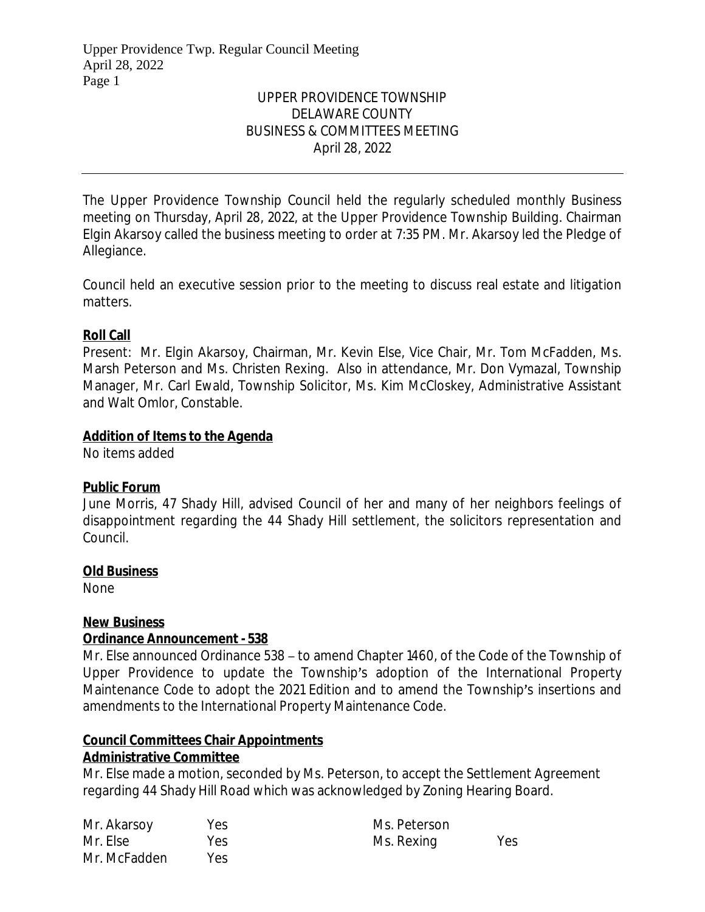UPPER PROVIDENCE TOWNSHIP
DELAWARE COUNTY
BUSINESS & COMMITTEES MEETING
April 28, 2022

---

The Upper Providence Township Council held the regularly scheduled monthly Business meeting on Thursday, April 28, 2022, at the Upper Providence Township Building. Chairman Elgin Akarsoy called the business meeting to order at 7:35 PM. Mr. Akarsoy led the Pledge of Allegiance.

Council held an executive session prior to the meeting to discuss real estate and litigation matters.

**Roll Call**

Present: Mr. Elgin Akarsoy, Chairman, Mr. Kevin Else, Vice Chair, Mr. Tom McFadden, Ms. Marsh Peterson and Ms. Christen Rexing. Also in attendance, Mr. Don Vymazal, Township Manager, Mr. Carl Ewald, Township Solicitor, Ms. Kim McCloskey, Administrative Assistant and Walt Omlor, Constable.

**Addition of Items to the Agenda**

No items added

**Public Forum**

June Morris, 47 Shady Hill, advised Council of her and many of her neighbors feelings of disappointment regarding the 44 Shady Hill settlement, the solicitors representation and Council.

**Old Business**

None

**New Business**

**Ordinance Announcement - 538**

Mr. Else announced Ordinance 538 – to amend Chapter 1460, of the Code of the Township of Upper Providence to update the Township's adoption of the International Property Maintenance Code to adopt the 2021 Edition and to amend the Township's insertions and amendments to the International Property Maintenance Code.

**Council Committees Chair Appointments**

**Administrative Committee**

Mr. Else made a motion, seconded by Ms. Peterson, to accept the Settlement Agreement regarding 44 Shady Hill Road which was acknowledged by Zoning Hearing Board.

| | | | |
|---|---|---|---|
| Mr. Akarsoy | Yes | Ms. Peterson | |
| Mr. Else | Yes | Ms. Rexing | Yes |
| Mr. McFadden | Yes | | |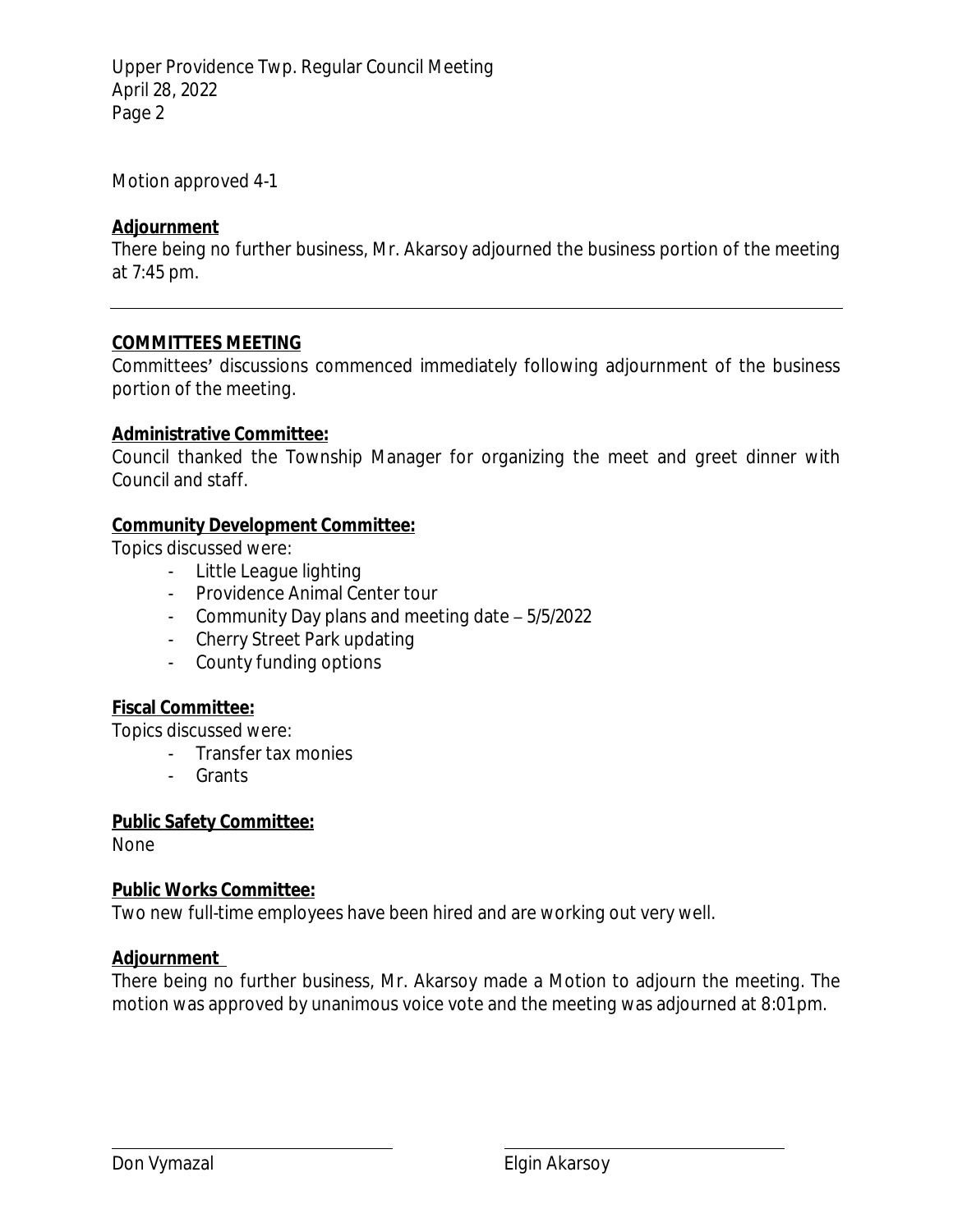Motion approved 4-1

**Adjournment**

There being no further business, Mr. Akarsoy adjourned the business portion of the meeting at 7:45 pm.

---

**COMMITTEES MEETING**

Committees' discussions commenced immediately following adjournment of the business portion of the meeting.

**Administrative Committee:**

Council thanked the Township Manager for organizing the meet and greet dinner with Council and staff.

**Community Development Committee:**

Topics discussed were:

- Little League lighting
- Providence Animal Center tour
- Community Day plans and meeting date – 5/5/2022
- Cherry Street Park updating
- County funding options

**Fiscal Committee:**

Topics discussed were:

- Transfer tax monies
- Grants

**Public Safety Committee:**

None

**Public Works Committee:**

Two new full-time employees have been hired and are working out very well.

**Adjournment**

There being no further business, Mr. Akarsoy made a Motion to adjourn the meeting. The motion was approved by unanimous voice vote and the meeting was adjourned at 8:01pm.

| Don Vymazal | Elgin Akarsoy |
|---|---|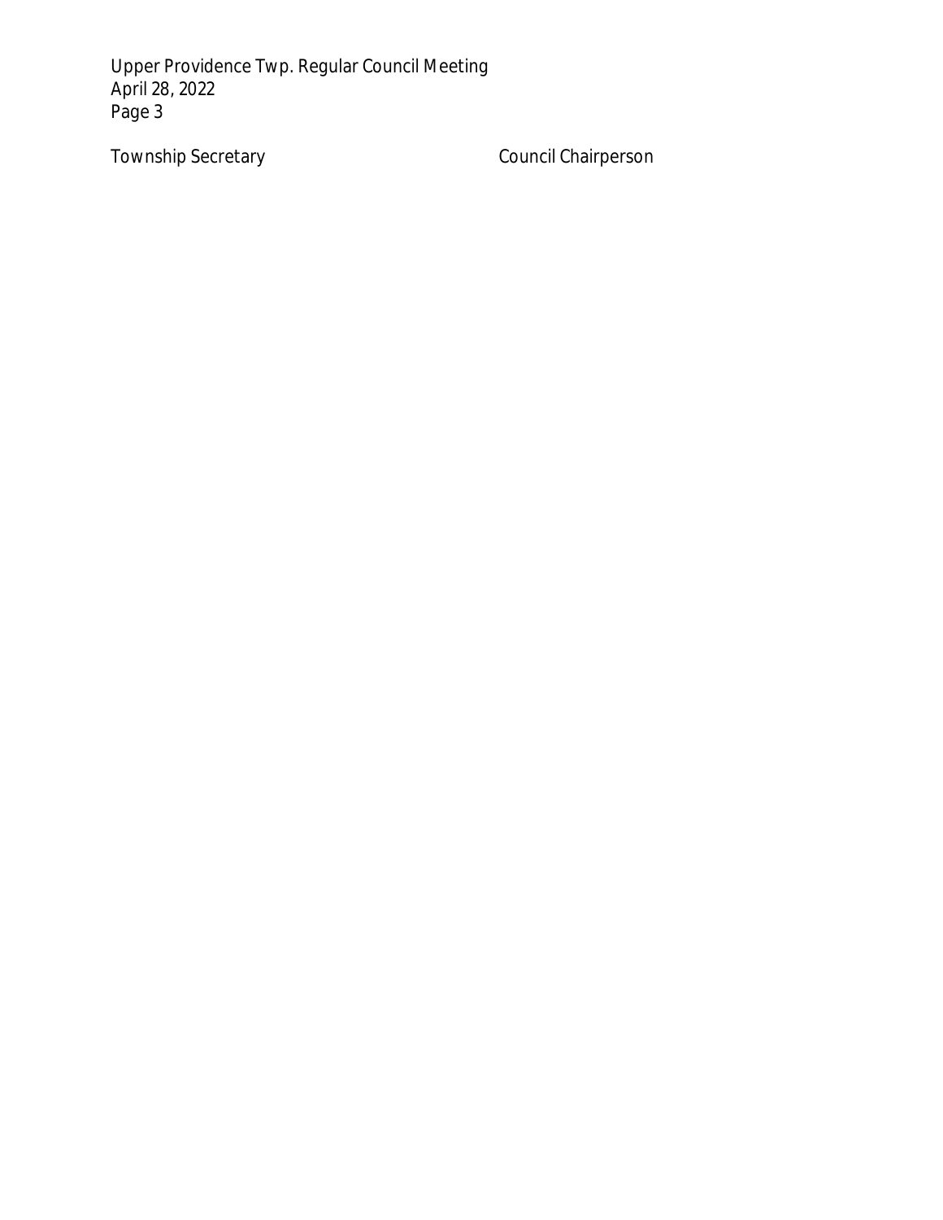Township Secretary Council Chairperson